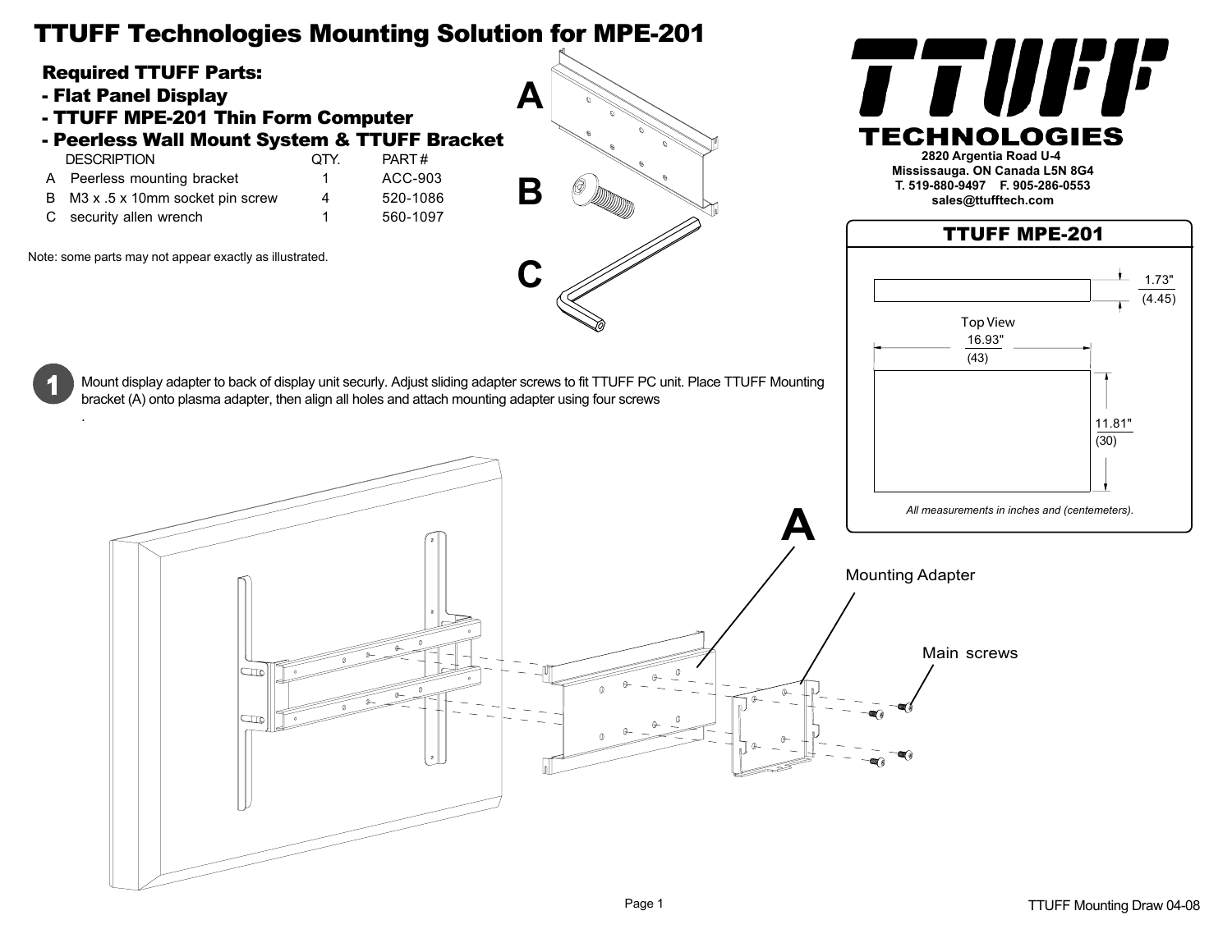# TTUFF Technologies Mounting Solution for MPE-201

## Required TTUFF Parts:

- **Flat Panel Display**
- **TTUFF MPE-201 Thin Form Computer**
- **Peerless Wall Mount System & TTUFF Bracket**

| | DESCRIPTION | QTY. | PART # |
|---|---|---|---|
| A | Peerless mounting bracket | 1 | ACC-903 |
| B | M3 x .5 x 10mm socket pin screw | 4 | 520-1086 |
| C | security allen wrench | 1 | 560-1097 |

Note: some parts may not appear exactly as illustrated.

**TTUFF TECHNOLOGIES**

2820 Argentia Road U-4
Mississauga. ON Canada L5N 8G4
T. 519-880-9497 F. 905-286-0553
sales@ttufftech.com

## TTUFF MPE-201

1.73" (4.45)

Top View

16.93" (43)

11.81" (30)

*All measurements in inches and (centemeters).*

**1** Mount display adapter to back of display unit securly. Adjust sliding adapter screws to fit TTUFF PC unit. Place TTUFF Mounting bracket (A) onto plasma adapter, then align all holes and attach mounting adapter using four screws

.

A

Mounting Adapter

Main screws

TTUFF Mounting Draw 04-08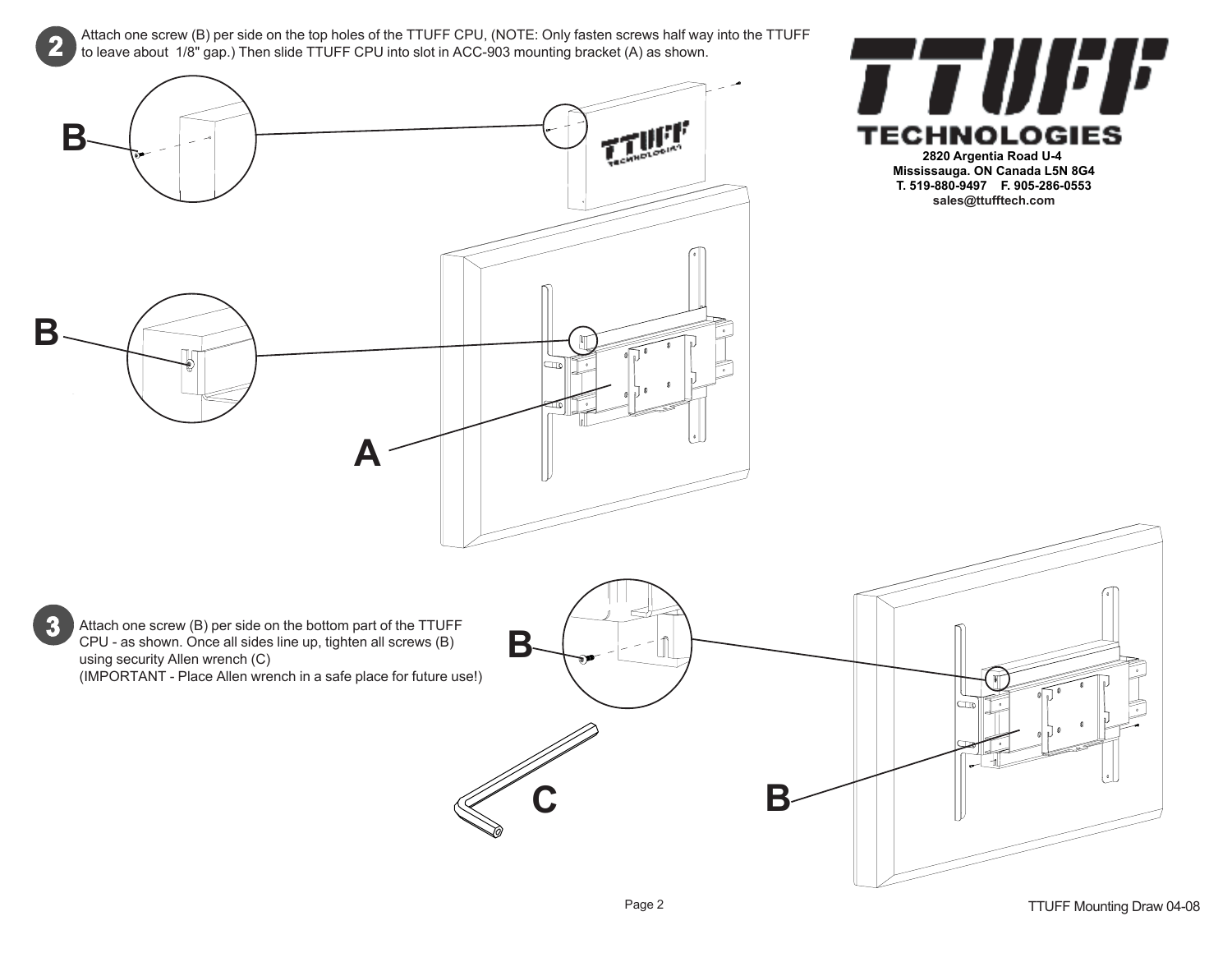**2** Attach one screw (B) per side on the top holes of the TTUFF CPU, (NOTE: Only fasten screws half way into the TTUFF to leave about 1/8" gap.) Then slide TTUFF CPU into slot in ACC-903 mounting bracket (A) as shown.

**TTUFF TECHNOLOGIES**

**2820 Argentia Road U-4**
**Mississauga. ON Canada L5N 8G4**
**T. 519-880-9497 F. 905-286-0553**
**sales@ttufftech.com**

B

B

A

**3** Attach one screw (B) per side on the bottom part of the TTUFF CPU - as shown. Once all sides line up, tighten all screws (B) using security Allen wrench (C)
(IMPORTANT - Place Allen wrench in a safe place for future use!)

B

C

B

TTUFF Mounting Draw 04-08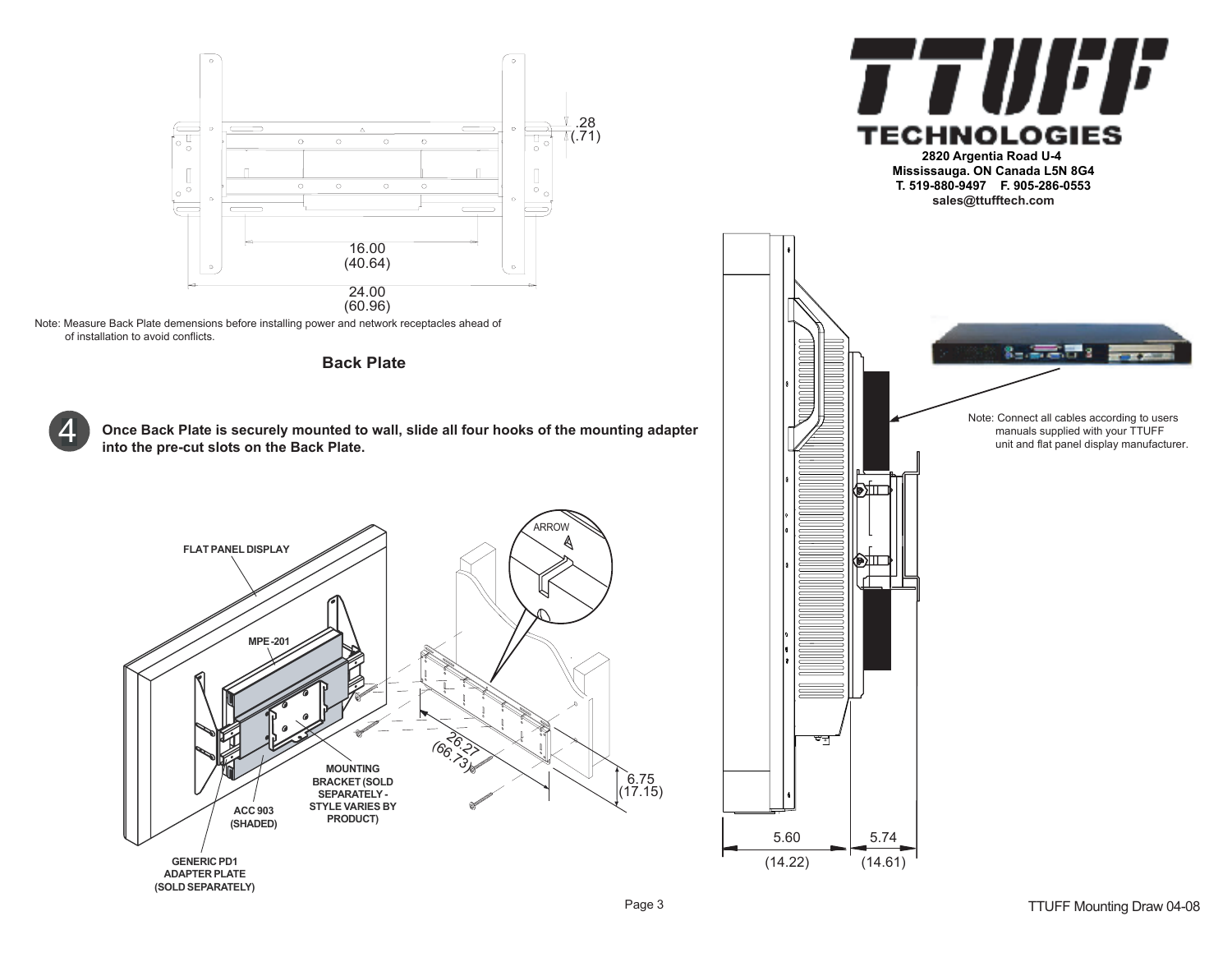# TTUFF TECHNOLOGIES

**2820 Argentia Road U-4**
**Mississauga. ON Canada L5N 8G4**
**T. 519-880-9497 F. 905-286-0553**
**sales@ttufftech.com**

.28
(.71)

16.00
(40.64)

24.00
(60.96)

Note: Measure Back Plate demensions before installing power and network receptacles ahead of of installation to avoid conflicts.

**Back Plate**

**4** **Once Back Plate is securely mounted to wall, slide all four hooks of the mounting adapter into the pre-cut slots on the Back Plate.**

FLAT PANEL DISPLAY

MPE-201

ARROW

26.27
(66.73)

6.75
(17.15)

MOUNTING BRACKET (SOLD SEPARATELY - STYLE VARIES BY PRODUCT)

ACC 903 (SHADED)

GENERIC PD1 ADAPTER PLATE (SOLD SEPARATELY)

Note: Connect all cables according to users manuals supplied with your TTUFF unit and flat panel display manufacturer.

5.60
(14.22)

5.74
(14.61)

TTUFF Mounting Draw 04-08